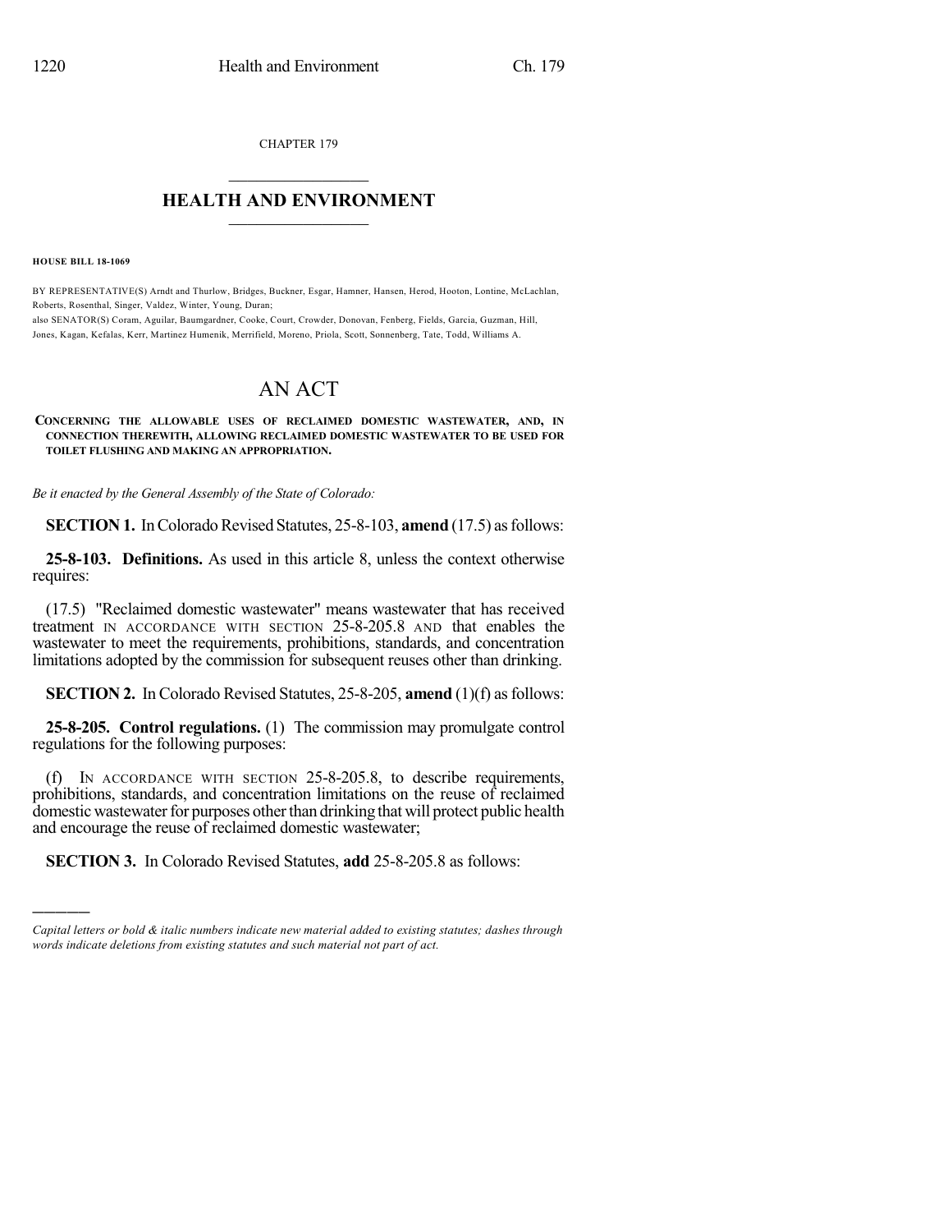CHAPTER 179

# HEALTH AND ENVIRONMENT

**HOUSE BILL 18-1069**

BY REPRESENTATIVE(S) Arndt and Thurlow, Bridges, Buckner, Esgar, Hamner, Hansen, Herod, Hooton, Lontine, McLachlan, Roberts, Rosenthal, Singer, Valdez, Winter, Young, Duran;
also SENATOR(S) Coram, Aguilar, Baumgardner, Cooke, Court, Crowder, Donovan, Fenberg, Fields, Garcia, Guzman, Hill, Jones, Kagan, Kefalas, Kerr, Martinez Humenik, Merrifield, Moreno, Priola, Scott, Sonnenberg, Tate, Todd, Williams A.

# AN ACT

**CONCERNING THE ALLOWABLE USES OF RECLAIMED DOMESTIC WASTEWATER, AND, IN CONNECTION THEREWITH, ALLOWING RECLAIMED DOMESTIC WASTEWATER TO BE USED FOR TOILET FLUSHING AND MAKING AN APPROPRIATION.**

*Be it enacted by the General Assembly of the State of Colorado:*

**SECTION 1.** In Colorado Revised Statutes, 25-8-103, **amend** (17.5) as follows:

**25-8-103. Definitions.** As used in this article 8, unless the context otherwise requires:

(17.5) "Reclaimed domestic wastewater" means wastewater that has received treatment IN ACCORDANCE WITH SECTION 25-8-205.8 AND that enables the wastewater to meet the requirements, prohibitions, standards, and concentration limitations adopted by the commission for subsequent reuses other than drinking.

**SECTION 2.** In Colorado Revised Statutes, 25-8-205, **amend** (1)(f) as follows:

**25-8-205. Control regulations.** (1) The commission may promulgate control regulations for the following purposes:

(f) IN ACCORDANCE WITH SECTION 25-8-205.8, to describe requirements, prohibitions, standards, and concentration limitations on the reuse of reclaimed domestic wastewater for purposes other than drinking that will protect public health and encourage the reuse of reclaimed domestic wastewater;

**SECTION 3.** In Colorado Revised Statutes, **add** 25-8-205.8 as follows:

---

*Capital letters or bold & italic numbers indicate new material added to existing statutes; dashes through words indicate deletions from existing statutes and such material not part of act.*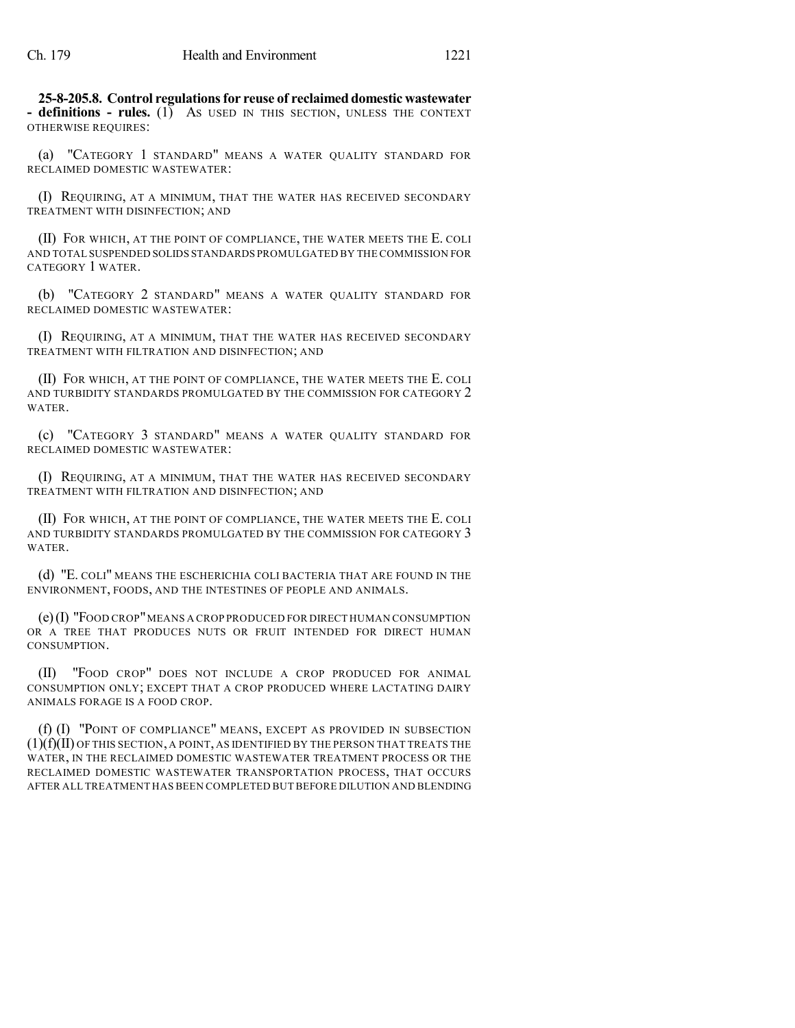**25-8-205.8. Control regulations for reuse of reclaimed domestic wastewater - definitions - rules.** (1) AS USED IN THIS SECTION, UNLESS THE CONTEXT OTHERWISE REQUIRES:

(a) "CATEGORY 1 STANDARD" MEANS A WATER QUALITY STANDARD FOR RECLAIMED DOMESTIC WASTEWATER:

(I) REQUIRING, AT A MINIMUM, THAT THE WATER HAS RECEIVED SECONDARY TREATMENT WITH DISINFECTION; AND

(II) FOR WHICH, AT THE POINT OF COMPLIANCE, THE WATER MEETS THE E. COLI AND TOTAL SUSPENDED SOLIDS STANDARDS PROMULGATED BY THE COMMISSION FOR CATEGORY 1 WATER.

(b) "CATEGORY 2 STANDARD" MEANS A WATER QUALITY STANDARD FOR RECLAIMED DOMESTIC WASTEWATER:

(I) REQUIRING, AT A MINIMUM, THAT THE WATER HAS RECEIVED SECONDARY TREATMENT WITH FILTRATION AND DISINFECTION; AND

(II) FOR WHICH, AT THE POINT OF COMPLIANCE, THE WATER MEETS THE E. COLI AND TURBIDITY STANDARDS PROMULGATED BY THE COMMISSION FOR CATEGORY 2 WATER.

(c) "CATEGORY 3 STANDARD" MEANS A WATER QUALITY STANDARD FOR RECLAIMED DOMESTIC WASTEWATER:

(I) REQUIRING, AT A MINIMUM, THAT THE WATER HAS RECEIVED SECONDARY TREATMENT WITH FILTRATION AND DISINFECTION; AND

(II) FOR WHICH, AT THE POINT OF COMPLIANCE, THE WATER MEETS THE E. COLI AND TURBIDITY STANDARDS PROMULGATED BY THE COMMISSION FOR CATEGORY 3 WATER.

(d) "E. COLI" MEANS THE ESCHERICHIA COLI BACTERIA THAT ARE FOUND IN THE ENVIRONMENT, FOODS, AND THE INTESTINES OF PEOPLE AND ANIMALS.

(e) (I) "FOOD CROP" MEANS A CROP PRODUCED FOR DIRECT HUMAN CONSUMPTION OR A TREE THAT PRODUCES NUTS OR FRUIT INTENDED FOR DIRECT HUMAN CONSUMPTION.

(II) "FOOD CROP" DOES NOT INCLUDE A CROP PRODUCED FOR ANIMAL CONSUMPTION ONLY; EXCEPT THAT A CROP PRODUCED WHERE LACTATING DAIRY ANIMALS FORAGE IS A FOOD CROP.

(f) (I) "POINT OF COMPLIANCE" MEANS, EXCEPT AS PROVIDED IN SUBSECTION (1)(f)(II) OF THIS SECTION, A POINT, AS IDENTIFIED BY THE PERSON THAT TREATS THE WATER, IN THE RECLAIMED DOMESTIC WASTEWATER TREATMENT PROCESS OR THE RECLAIMED DOMESTIC WASTEWATER TRANSPORTATION PROCESS, THAT OCCURS AFTER ALL TREATMENT HAS BEEN COMPLETED BUT BEFORE DILUTION AND BLENDING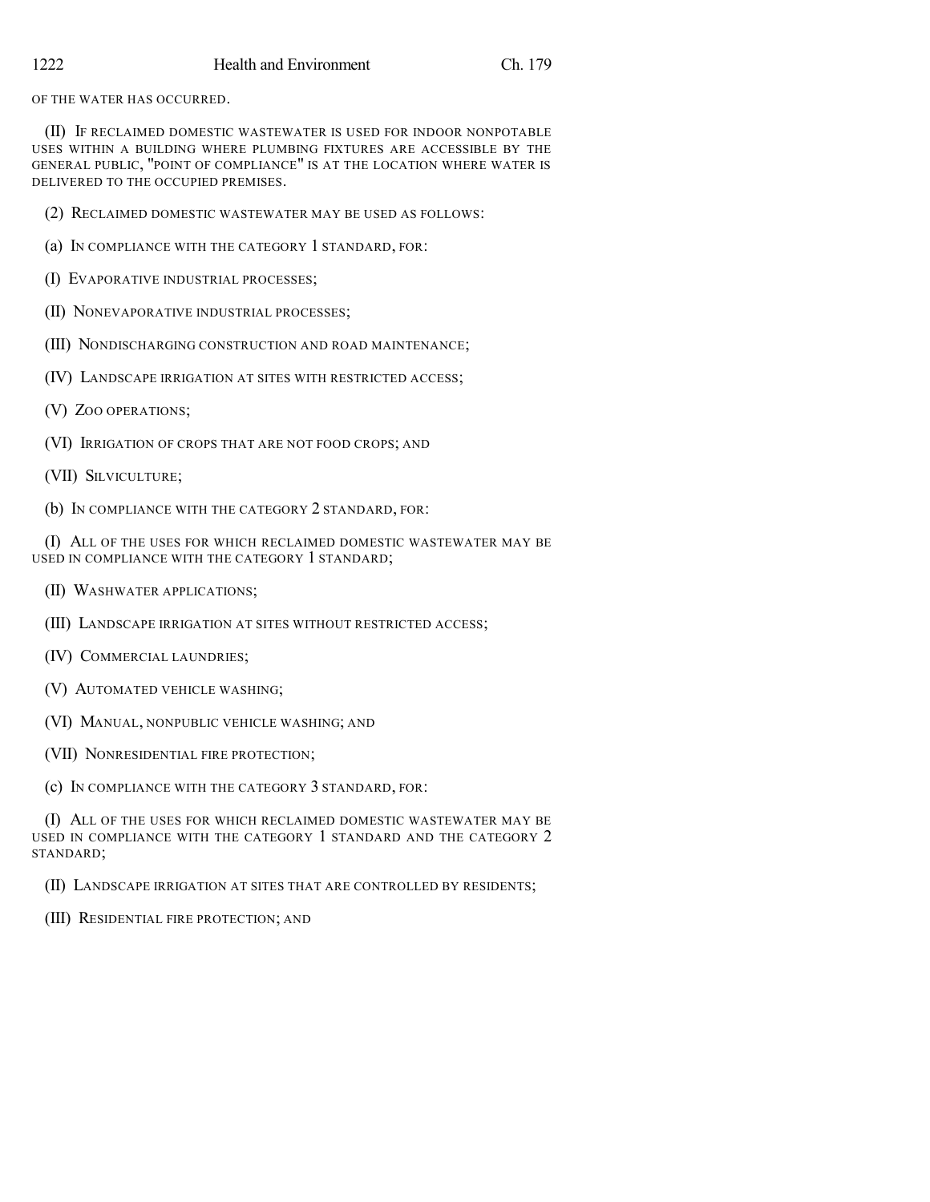OF THE WATER HAS OCCURRED.

(II) IF RECLAIMED DOMESTIC WASTEWATER IS USED FOR INDOOR NONPOTABLE USES WITHIN A BUILDING WHERE PLUMBING FIXTURES ARE ACCESSIBLE BY THE GENERAL PUBLIC, "POINT OF COMPLIANCE" IS AT THE LOCATION WHERE WATER IS DELIVERED TO THE OCCUPIED PREMISES.

(2) RECLAIMED DOMESTIC WASTEWATER MAY BE USED AS FOLLOWS:

(a) IN COMPLIANCE WITH THE CATEGORY 1 STANDARD, FOR:

(I) EVAPORATIVE INDUSTRIAL PROCESSES;

(II) NONEVAPORATIVE INDUSTRIAL PROCESSES;

(III) NONDISCHARGING CONSTRUCTION AND ROAD MAINTENANCE;

(IV) LANDSCAPE IRRIGATION AT SITES WITH RESTRICTED ACCESS;

(V) ZOO OPERATIONS;

(VI) IRRIGATION OF CROPS THAT ARE NOT FOOD CROPS; AND

(VII) SILVICULTURE;

(b) IN COMPLIANCE WITH THE CATEGORY 2 STANDARD, FOR:

(I) ALL OF THE USES FOR WHICH RECLAIMED DOMESTIC WASTEWATER MAY BE USED IN COMPLIANCE WITH THE CATEGORY 1 STANDARD;

(II) WASHWATER APPLICATIONS;

(III) LANDSCAPE IRRIGATION AT SITES WITHOUT RESTRICTED ACCESS;

(IV) COMMERCIAL LAUNDRIES;

(V) AUTOMATED VEHICLE WASHING;

(VI) MANUAL, NONPUBLIC VEHICLE WASHING; AND

(VII) NONRESIDENTIAL FIRE PROTECTION;

(c) IN COMPLIANCE WITH THE CATEGORY 3 STANDARD, FOR:

(I) ALL OF THE USES FOR WHICH RECLAIMED DOMESTIC WASTEWATER MAY BE USED IN COMPLIANCE WITH THE CATEGORY 1 STANDARD AND THE CATEGORY 2 STANDARD;

(II) LANDSCAPE IRRIGATION AT SITES THAT ARE CONTROLLED BY RESIDENTS;

(III) RESIDENTIAL FIRE PROTECTION; AND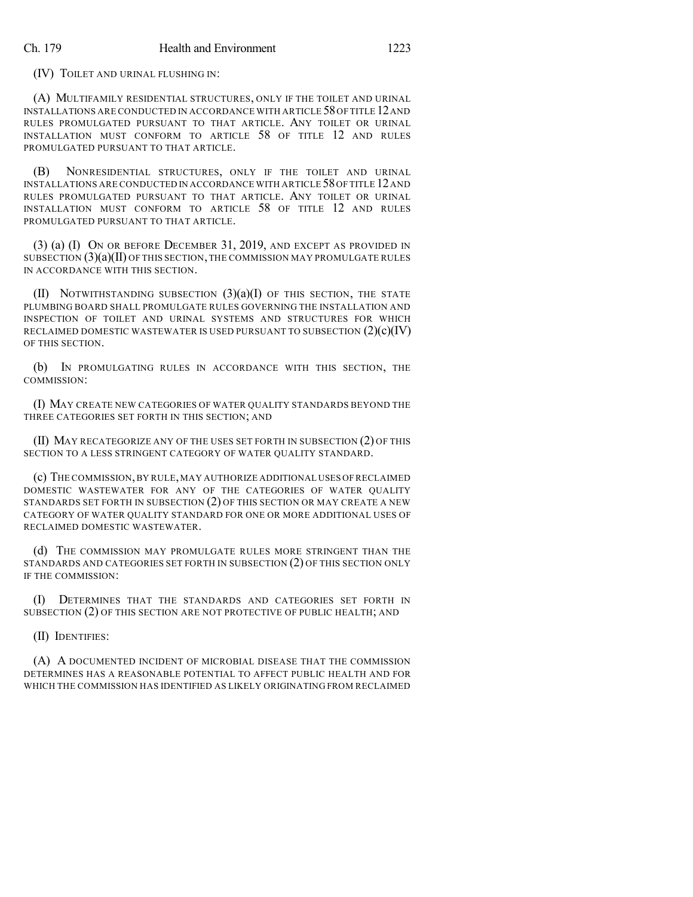(IV) TOILET AND URINAL FLUSHING IN:

(A) MULTIFAMILY RESIDENTIAL STRUCTURES, ONLY IF THE TOILET AND URINAL INSTALLATIONS ARE CONDUCTED IN ACCORDANCE WITH ARTICLE 58 OF TITLE 12 AND RULES PROMULGATED PURSUANT TO THAT ARTICLE. ANY TOILET OR URINAL INSTALLATION MUST CONFORM TO ARTICLE 58 OF TITLE 12 AND RULES PROMULGATED PURSUANT TO THAT ARTICLE.

(B) NONRESIDENTIAL STRUCTURES, ONLY IF THE TOILET AND URINAL INSTALLATIONS ARE CONDUCTED IN ACCORDANCE WITH ARTICLE 58 OF TITLE 12 AND RULES PROMULGATED PURSUANT TO THAT ARTICLE. ANY TOILET OR URINAL INSTALLATION MUST CONFORM TO ARTICLE 58 OF TITLE 12 AND RULES PROMULGATED PURSUANT TO THAT ARTICLE.

(3) (a) (I) ON OR BEFORE DECEMBER 31, 2019, AND EXCEPT AS PROVIDED IN SUBSECTION (3)(a)(II) OF THIS SECTION, THE COMMISSION MAY PROMULGATE RULES IN ACCORDANCE WITH THIS SECTION.

(II) NOTWITHSTANDING SUBSECTION (3)(a)(I) OF THIS SECTION, THE STATE PLUMBING BOARD SHALL PROMULGATE RULES GOVERNING THE INSTALLATION AND INSPECTION OF TOILET AND URINAL SYSTEMS AND STRUCTURES FOR WHICH RECLAIMED DOMESTIC WASTEWATER IS USED PURSUANT TO SUBSECTION (2)(c)(IV) OF THIS SECTION.

(b) IN PROMULGATING RULES IN ACCORDANCE WITH THIS SECTION, THE COMMISSION:

(I) MAY CREATE NEW CATEGORIES OF WATER QUALITY STANDARDS BEYOND THE THREE CATEGORIES SET FORTH IN THIS SECTION; AND

(II) MAY RECATEGORIZE ANY OF THE USES SET FORTH IN SUBSECTION (2) OF THIS SECTION TO A LESS STRINGENT CATEGORY OF WATER QUALITY STANDARD.

(c) THE COMMISSION, BY RULE, MAY AUTHORIZE ADDITIONAL USES OF RECLAIMED DOMESTIC WASTEWATER FOR ANY OF THE CATEGORIES OF WATER QUALITY STANDARDS SET FORTH IN SUBSECTION (2) OF THIS SECTION OR MAY CREATE A NEW CATEGORY OF WATER QUALITY STANDARD FOR ONE OR MORE ADDITIONAL USES OF RECLAIMED DOMESTIC WASTEWATER.

(d) THE COMMISSION MAY PROMULGATE RULES MORE STRINGENT THAN THE STANDARDS AND CATEGORIES SET FORTH IN SUBSECTION (2) OF THIS SECTION ONLY IF THE COMMISSION:

(I) DETERMINES THAT THE STANDARDS AND CATEGORIES SET FORTH IN SUBSECTION (2) OF THIS SECTION ARE NOT PROTECTIVE OF PUBLIC HEALTH; AND

(II) IDENTIFIES:

(A) A DOCUMENTED INCIDENT OF MICROBIAL DISEASE THAT THE COMMISSION DETERMINES HAS A REASONABLE POTENTIAL TO AFFECT PUBLIC HEALTH AND FOR WHICH THE COMMISSION HAS IDENTIFIED AS LIKELY ORIGINATING FROM RECLAIMED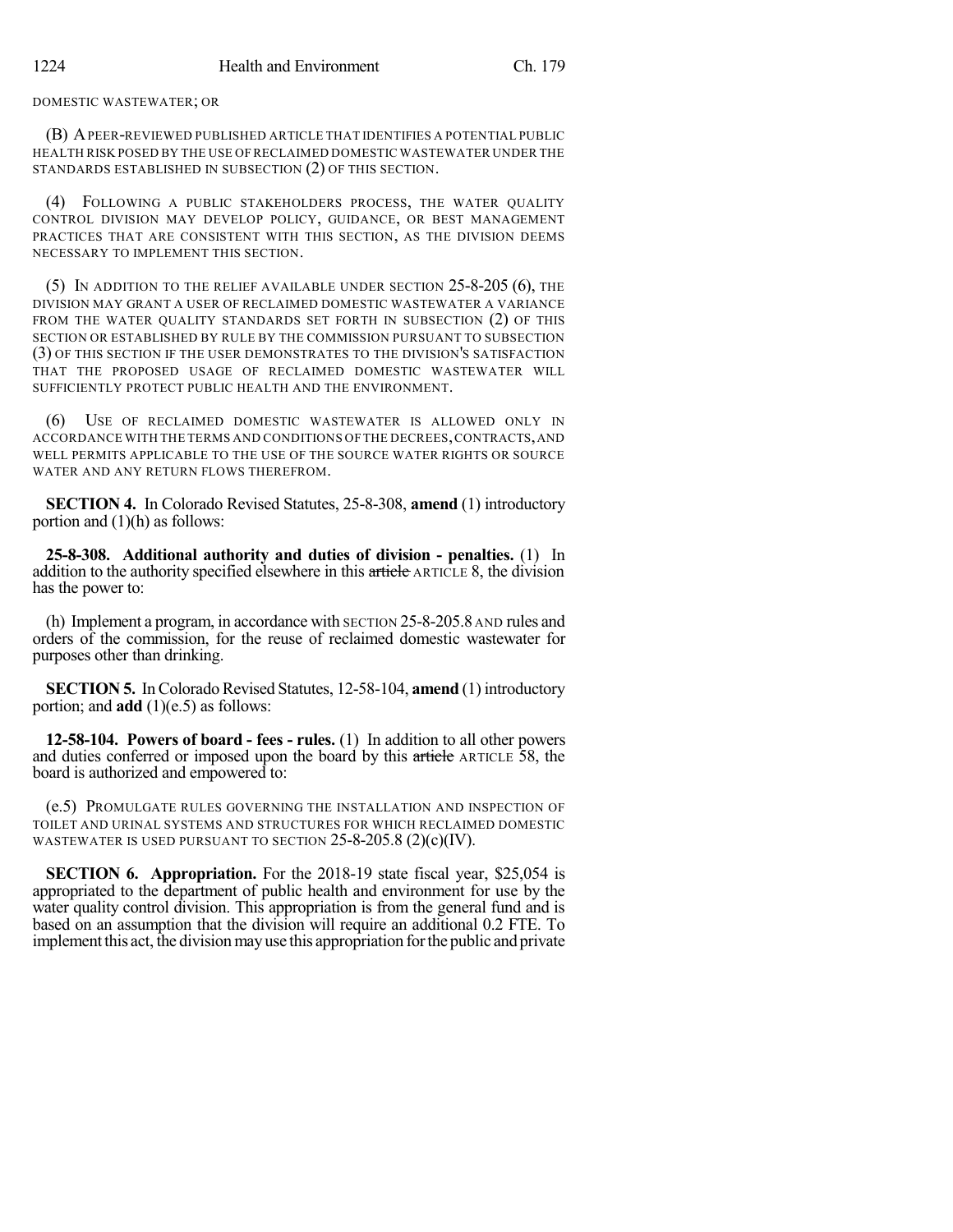DOMESTIC WASTEWATER; OR

(B) A PEER-REVIEWED PUBLISHED ARTICLE THAT IDENTIFIES A POTENTIAL PUBLIC HEALTH RISK POSED BY THE USE OF RECLAIMED DOMESTIC WASTEWATER UNDER THE STANDARDS ESTABLISHED IN SUBSECTION (2) OF THIS SECTION.

(4) FOLLOWING A PUBLIC STAKEHOLDERS PROCESS, THE WATER QUALITY CONTROL DIVISION MAY DEVELOP POLICY, GUIDANCE, OR BEST MANAGEMENT PRACTICES THAT ARE CONSISTENT WITH THIS SECTION, AS THE DIVISION DEEMS NECESSARY TO IMPLEMENT THIS SECTION.

(5) IN ADDITION TO THE RELIEF AVAILABLE UNDER SECTION 25-8-205 (6), THE DIVISION MAY GRANT A USER OF RECLAIMED DOMESTIC WASTEWATER A VARIANCE FROM THE WATER QUALITY STANDARDS SET FORTH IN SUBSECTION (2) OF THIS SECTION OR ESTABLISHED BY RULE BY THE COMMISSION PURSUANT TO SUBSECTION (3) OF THIS SECTION IF THE USER DEMONSTRATES TO THE DIVISION'S SATISFACTION THAT THE PROPOSED USAGE OF RECLAIMED DOMESTIC WASTEWATER WILL SUFFICIENTLY PROTECT PUBLIC HEALTH AND THE ENVIRONMENT.

(6) USE OF RECLAIMED DOMESTIC WASTEWATER IS ALLOWED ONLY IN ACCORDANCE WITH THE TERMS AND CONDITIONS OF THE DECREES, CONTRACTS, AND WELL PERMITS APPLICABLE TO THE USE OF THE SOURCE WATER RIGHTS OR SOURCE WATER AND ANY RETURN FLOWS THEREFROM.

**SECTION 4.** In Colorado Revised Statutes, 25-8-308, **amend** (1) introductory portion and (1)(h) as follows:

**25-8-308. Additional authority and duties of division - penalties.** (1) In addition to the authority specified elsewhere in this ~~article~~ ARTICLE 8, the division has the power to:

(h) Implement a program, in accordance with SECTION 25-8-205.8 AND rules and orders of the commission, for the reuse of reclaimed domestic wastewater for purposes other than drinking.

**SECTION 5.** In Colorado Revised Statutes, 12-58-104, **amend** (1) introductory portion; and **add** (1)(e.5) as follows:

**12-58-104. Powers of board - fees - rules.** (1) In addition to all other powers and duties conferred or imposed upon the board by this ~~article~~ ARTICLE 58, the board is authorized and empowered to:

(e.5) PROMULGATE RULES GOVERNING THE INSTALLATION AND INSPECTION OF TOILET AND URINAL SYSTEMS AND STRUCTURES FOR WHICH RECLAIMED DOMESTIC WASTEWATER IS USED PURSUANT TO SECTION 25-8-205.8 (2)(c)(IV).

**SECTION 6. Appropriation.** For the 2018-19 state fiscal year, $25,054 is appropriated to the department of public health and environment for use by the water quality control division. This appropriation is from the general fund and is based on an assumption that the division will require an additional 0.2 FTE. To implement this act, the division may use this appropriation for the public and private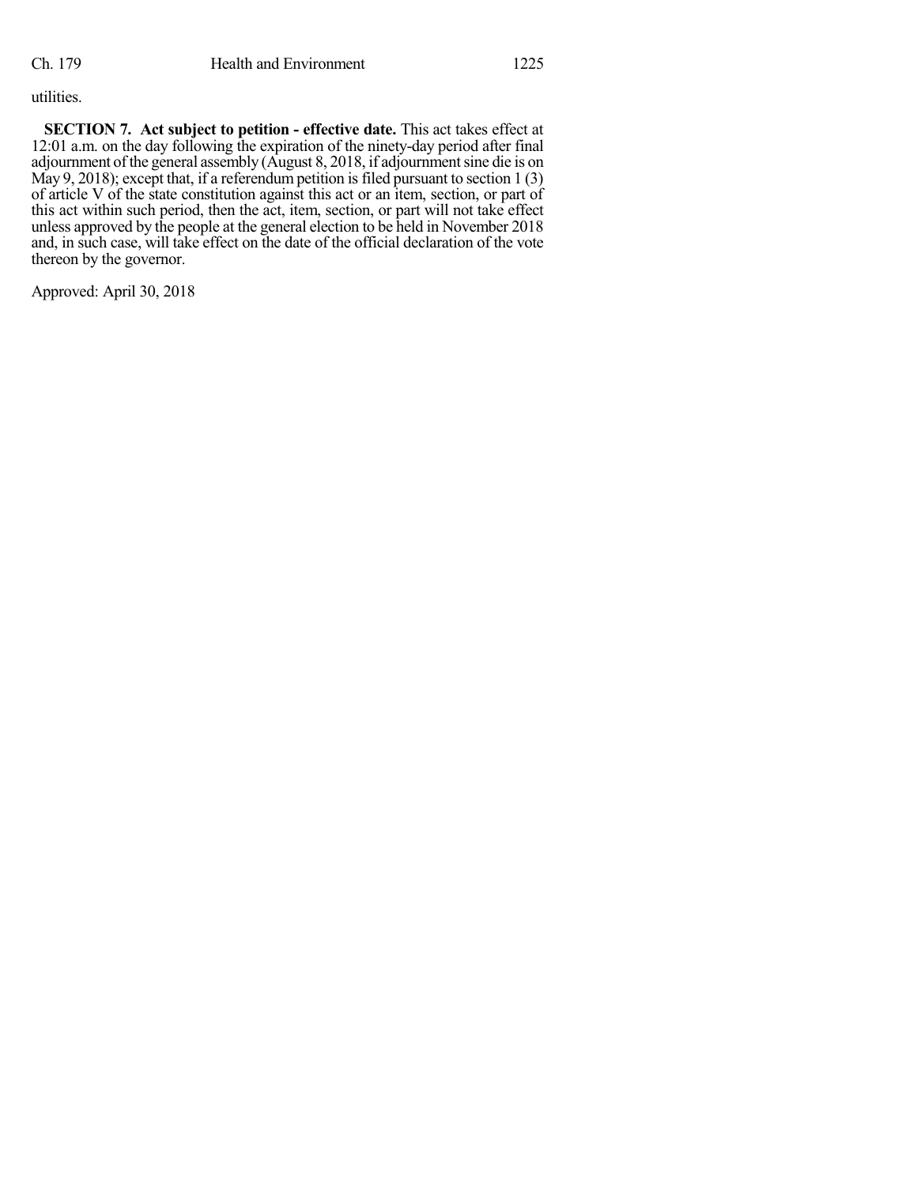utilities.

**SECTION 7. Act subject to petition - effective date.** This act takes effect at 12:01 a.m. on the day following the expiration of the ninety-day period after final adjournment of the general assembly (August 8, 2018, if adjournment sine die is on May 9, 2018); except that, if a referendum petition is filed pursuant to section 1 (3) of article V of the state constitution against this act or an item, section, or part of this act within such period, then the act, item, section, or part will not take effect unless approved by the people at the general election to be held in November 2018 and, in such case, will take effect on the date of the official declaration of the vote thereon by the governor.

Approved: April 30, 2018